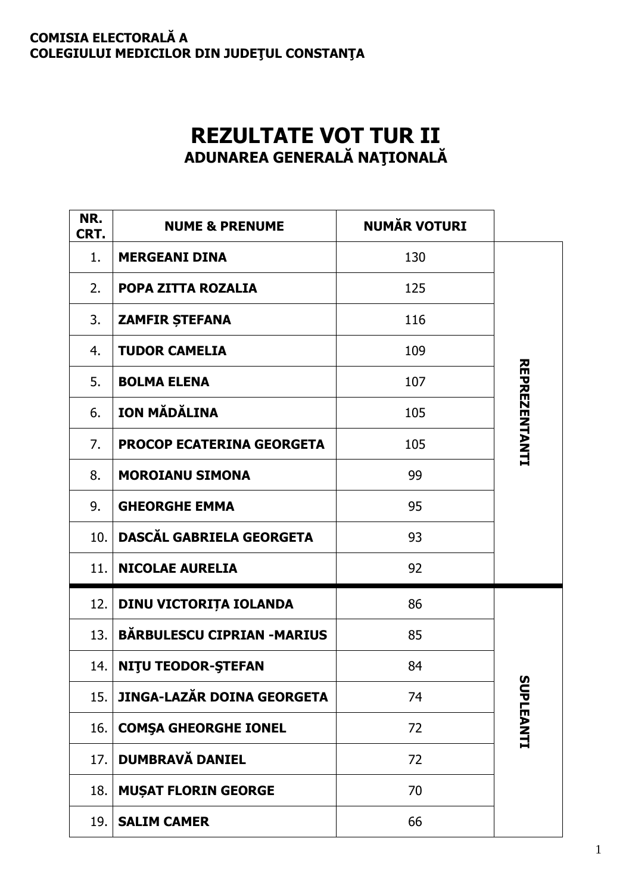**COMISIA ELECTORALĂ A**
**COLEGIULUI MEDICILOR DIN JUDEŢUL CONSTANŢA**

# REZULTATE VOT TUR II

## ADUNAREA GENERALĂ NAŢIONALĂ

| NR. CRT. | NUME & PRENUME | NUMĂR VOTURI | |
|---|---|---|---|
| 1. | **MERGEANI DINA** | 130 | REPREZENTANTI |
| 2. | **POPA ZITTA ROZALIA** | 125 | |
| 3. | **ZAMFIR ȘTEFANA** | 116 | |
| 4. | **TUDOR CAMELIA** | 109 | |
| 5. | **BOLMA ELENA** | 107 | |
| 6. | **ION MĂDĂLINA** | 105 | |
| 7. | **PROCOP ECATERINA GEORGETA** | 105 | |
| 8. | **MOROIANU SIMONA** | 99 | |
| 9. | **GHEORGHE EMMA** | 95 | |
| 10. | **DASCĂL GABRIELA GEORGETA** | 93 | |
| 11. | **NICOLAE AURELIA** | 92 | |
| 12. | **DINU VICTORIȚA IOLANDA** | 86 | SUPLEANTI |
| 13. | **BĂRBULESCU CIPRIAN -MARIUS** | 85 | |
| 14. | **NIŢU TEODOR-ŞTEFAN** | 84 | |
| 15. | **JINGA-LAZĂR DOINA GEORGETA** | 74 | |
| 16. | **COMŞA GHEORGHE IONEL** | 72 | |
| 17. | **DUMBRAVĂ DANIEL** | 72 | |
| 18. | **MUȘAT FLORIN GEORGE** | 70 | |
| 19. | **SALIM CAMER** | 66 | |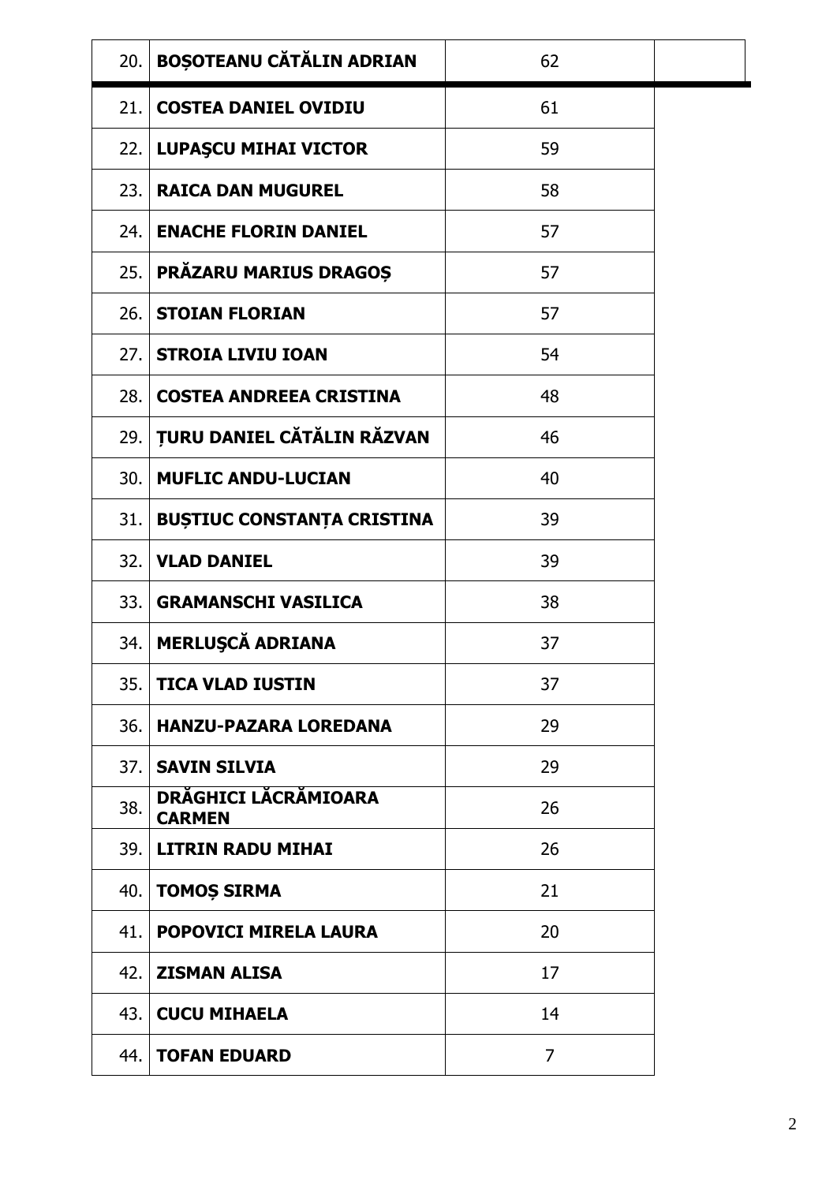| | | | |
|---|---|---|---|
| 20. | **BOȘOTEANU CĂTĂLIN ADRIAN** | 62 | |
| 21. | **COSTEA DANIEL OVIDIU** | 61 | |
| 22. | **LUPAŞCU MIHAI VICTOR** | 59 | |
| 23. | **RAICA DAN MUGUREL** | 58 | |
| 24. | **ENACHE FLORIN DANIEL** | 57 | |
| 25. | **PRĂZARU MARIUS DRAGOȘ** | 57 | |
| 26. | **STOIAN FLORIAN** | 57 | |
| 27. | **STROIA LIVIU IOAN** | 54 | |
| 28. | **COSTEA ANDREEA CRISTINA** | 48 | |
| 29. | **ȚURU DANIEL CĂTĂLIN RĂZVAN** | 46 | |
| 30. | **MUFLIC ANDU-LUCIAN** | 40 | |
| 31. | **BUȘTIUC CONSTANȚA CRISTINA** | 39 | |
| 32. | **VLAD DANIEL** | 39 | |
| 33. | **GRAMANSCHI VASILICA** | 38 | |
| 34. | **MERLUŞCĂ ADRIANA** | 37 | |
| 35. | **TICA VLAD IUSTIN** | 37 | |
| 36. | **HANZU-PAZARA LOREDANA** | 29 | |
| 37. | **SAVIN SILVIA** | 29 | |
| 38. | **DRĂGHICI LĂCRĂMIOARA CARMEN** | 26 | |
| 39. | **LITRIN RADU MIHAI** | 26 | |
| 40. | **TOMOȘ SIRMA** | 21 | |
| 41. | **POPOVICI MIRELA LAURA** | 20 | |
| 42. | **ZISMAN ALISA** | 17 | |
| 43. | **CUCU MIHAELA** | 14 | |
| 44. | **TOFAN EDUARD** | 7 | |